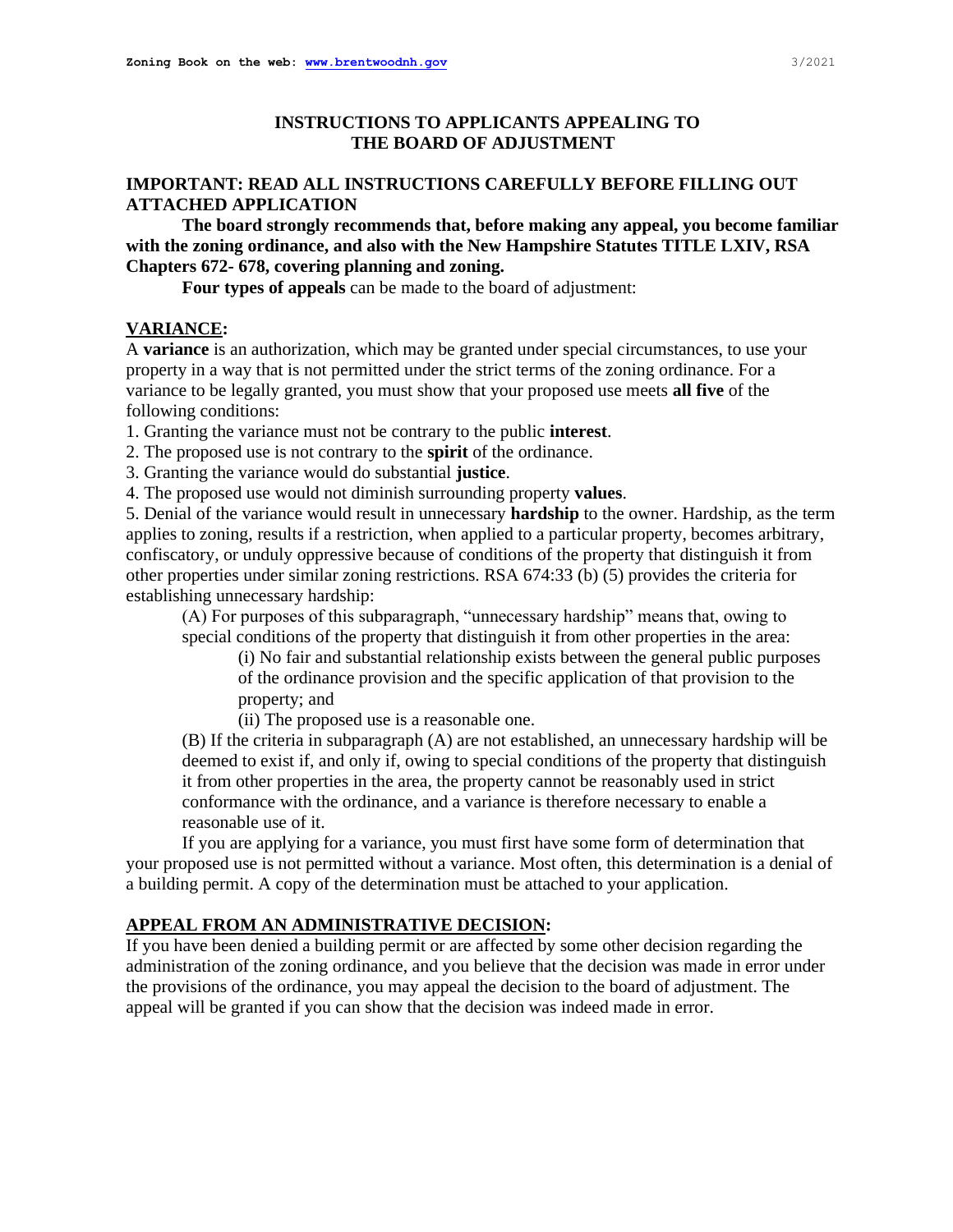# INSTRUCTIONS TO APPLICANTS APPEALING TO THE BOARD OF ADJUSTMENT

## IMPORTANT: READ ALL INSTRUCTIONS CAREFULLY BEFORE FILLING OUT ATTACHED APPLICATION

**The board strongly recommends that, before making any appeal, you become familiar with the zoning ordinance, and also with the New Hampshire Statutes TITLE LXIV, RSA Chapters 672- 678, covering planning and zoning.**

**Four types of appeals** can be made to the board of adjustment:

### VARIANCE:

A **variance** is an authorization, which may be granted under special circumstances, to use your property in a way that is not permitted under the strict terms of the zoning ordinance. For a variance to be legally granted, you must show that your proposed use meets **all five** of the following conditions:

1. Granting the variance must not be contrary to the public **interest**.
2. The proposed use is not contrary to the **spirit** of the ordinance.
3. Granting the variance would do substantial **justice**.
4. The proposed use would not diminish surrounding property **values**.
5. Denial of the variance would result in unnecessary **hardship** to the owner. Hardship, as the term applies to zoning, results if a restriction, when applied to a particular property, becomes arbitrary, confiscatory, or unduly oppressive because of conditions of the property that distinguish it from other properties under similar zoning restrictions. RSA 674:33 (b) (5) provides the criteria for establishing unnecessary hardship:

   (A) For purposes of this subparagraph, "unnecessary hardship" means that, owing to special conditions of the property that distinguish it from other properties in the area:

      (i) No fair and substantial relationship exists between the general public purposes of the ordinance provision and the specific application of that provision to the property; and

      (ii) The proposed use is a reasonable one.

   (B) If the criteria in subparagraph (A) are not established, an unnecessary hardship will be deemed to exist if, and only if, owing to special conditions of the property that distinguish it from other properties in the area, the property cannot be reasonably used in strict conformance with the ordinance, and a variance is therefore necessary to enable a reasonable use of it.

If you are applying for a variance, you must first have some form of determination that your proposed use is not permitted without a variance. Most often, this determination is a denial of a building permit. A copy of the determination must be attached to your application.

### APPEAL FROM AN ADMINISTRATIVE DECISION:

If you have been denied a building permit or are affected by some other decision regarding the administration of the zoning ordinance, and you believe that the decision was made in error under the provisions of the ordinance, you may appeal the decision to the board of adjustment. The appeal will be granted if you can show that the decision was indeed made in error.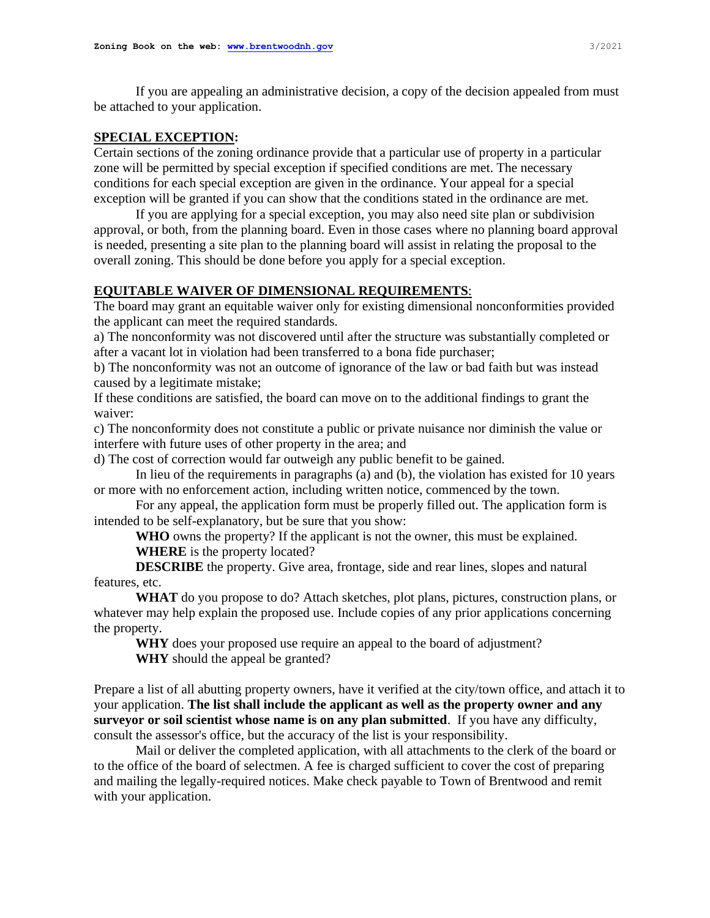If you are appealing an administrative decision, a copy of the decision appealed from must be attached to your application.

## SPECIAL EXCEPTION:

Certain sections of the zoning ordinance provide that a particular use of property in a particular zone will be permitted by special exception if specified conditions are met. The necessary conditions for each special exception are given in the ordinance. Your appeal for a special exception will be granted if you can show that the conditions stated in the ordinance are met.

If you are applying for a special exception, you may also need site plan or subdivision approval, or both, from the planning board. Even in those cases where no planning board approval is needed, presenting a site plan to the planning board will assist in relating the proposal to the overall zoning. This should be done before you apply for a special exception.

## EQUITABLE WAIVER OF DIMENSIONAL REQUIREMENTS:

The board may grant an equitable waiver only for existing dimensional nonconformities provided the applicant can meet the required standards.

a) The nonconformity was not discovered until after the structure was substantially completed or after a vacant lot in violation had been transferred to a bona fide purchaser;

b) The nonconformity was not an outcome of ignorance of the law or bad faith but was instead caused by a legitimate mistake;

If these conditions are satisfied, the board can move on to the additional findings to grant the waiver:

c) The nonconformity does not constitute a public or private nuisance nor diminish the value or interfere with future uses of other property in the area; and

d) The cost of correction would far outweigh any public benefit to be gained.

In lieu of the requirements in paragraphs (a) and (b), the violation has existed for 10 years or more with no enforcement action, including written notice, commenced by the town.

For any appeal, the application form must be properly filled out. The application form is intended to be self-explanatory, but be sure that you show:

**WHO** owns the property? If the applicant is not the owner, this must be explained.

**WHERE** is the property located?

**DESCRIBE** the property. Give area, frontage, side and rear lines, slopes and natural features, etc.

**WHAT** do you propose to do? Attach sketches, plot plans, pictures, construction plans, or whatever may help explain the proposed use. Include copies of any prior applications concerning the property.

**WHY** does your proposed use require an appeal to the board of adjustment?

**WHY** should the appeal be granted?

Prepare a list of all abutting property owners, have it verified at the city/town office, and attach it to your application. **The list shall include the applicant as well as the property owner and any surveyor or soil scientist whose name is on any plan submitted**. If you have any difficulty, consult the assessor's office, but the accuracy of the list is your responsibility.

Mail or deliver the completed application, with all attachments to the clerk of the board or to the office of the board of selectmen. A fee is charged sufficient to cover the cost of preparing and mailing the legally-required notices. Make check payable to Town of Brentwood and remit with your application.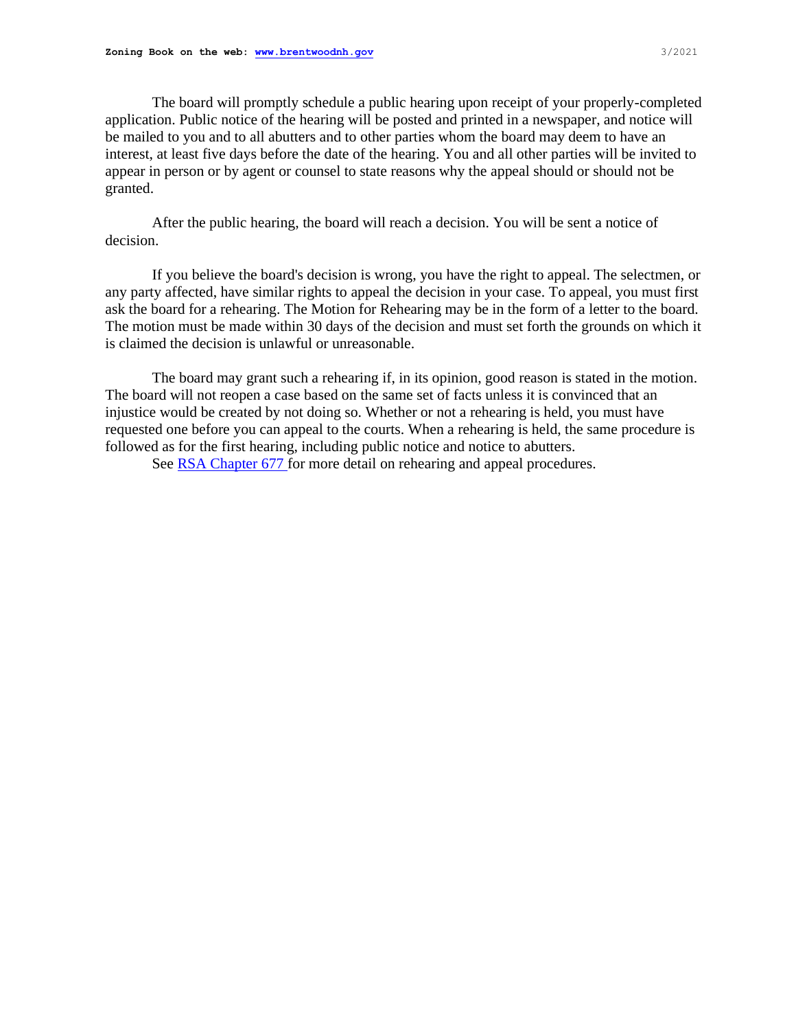The board will promptly schedule a public hearing upon receipt of your properly-completed application. Public notice of the hearing will be posted and printed in a newspaper, and notice will be mailed to you and to all abutters and to other parties whom the board may deem to have an interest, at least five days before the date of the hearing. You and all other parties will be invited to appear in person or by agent or counsel to state reasons why the appeal should or should not be granted.

After the public hearing, the board will reach a decision. You will be sent a notice of decision.

If you believe the board's decision is wrong, you have the right to appeal. The selectmen, or any party affected, have similar rights to appeal the decision in your case. To appeal, you must first ask the board for a rehearing. The Motion for Rehearing may be in the form of a letter to the board. The motion must be made within 30 days of the decision and must set forth the grounds on which it is claimed the decision is unlawful or unreasonable.

The board may grant such a rehearing if, in its opinion, good reason is stated in the motion. The board will not reopen a case based on the same set of facts unless it is convinced that an injustice would be created by not doing so. Whether or not a rehearing is held, you must have requested one before you can appeal to the courts. When a rehearing is held, the same procedure is followed as for the first hearing, including public notice and notice to abutters.

See RSA Chapter 677 for more detail on rehearing and appeal procedures.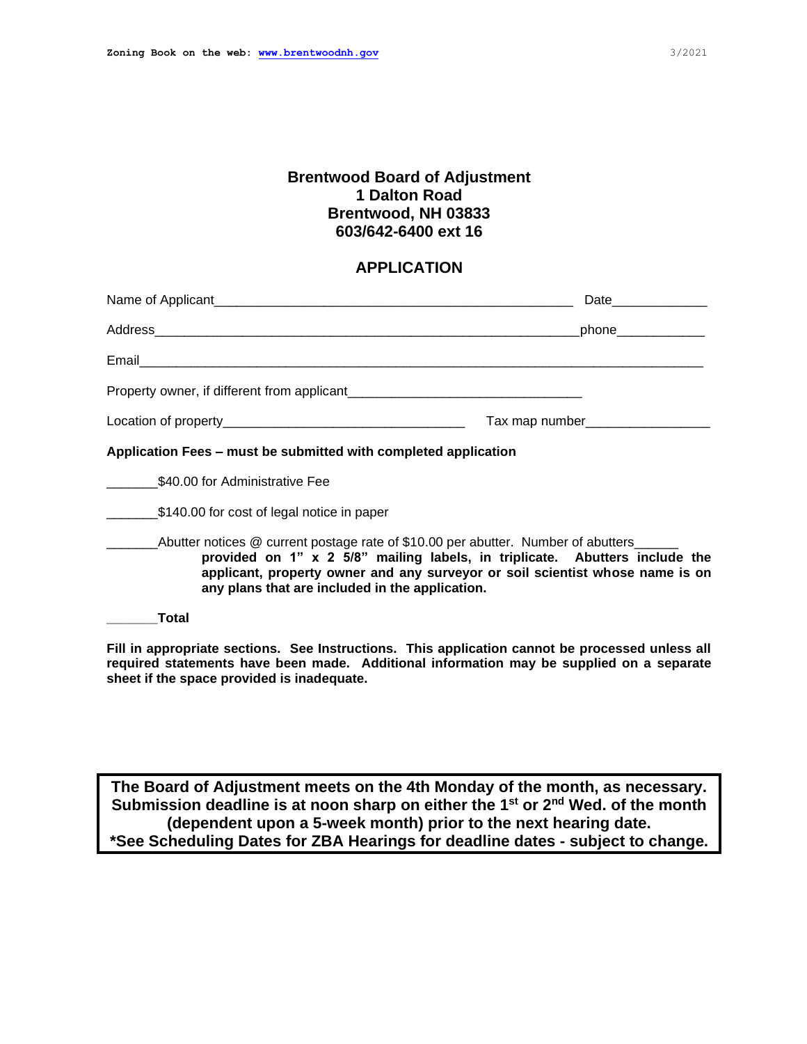**Brentwood Board of Adjustment**
**1 Dalton Road**
**Brentwood, NH 03833**
**603/642-6400 ext 16**

## APPLICATION

Name of Applicant_______________________________________________ Date____________

Address________________________________________________________phone___________

Email_____________________________________________________________________________

Property owner, if different from applicant______________________________

Location of property_______________________________ Tax map number________________

**Application Fees – must be submitted with completed application**

_______$40.00 for Administrative Fee

_______$140.00 for cost of legal notice in paper

_______Abutter notices @ current postage rate of $10.00 per abutter. Number of abutters______ **provided on 1" x 2 5/8" mailing labels, in triplicate. Abutters include the applicant, property owner and any surveyor or soil scientist whose name is on any plans that are included in the application.**

_______**Total**

**Fill in appropriate sections. See Instructions. This application cannot be processed unless all required statements have been made. Additional information may be supplied on a separate sheet if the space provided is inadequate.**

**The Board of Adjustment meets on the 4th Monday of the month, as necessary. Submission deadline is at noon sharp on either the 1st or 2nd Wed. of the month (dependent upon a 5-week month) prior to the next hearing date.**
**\*See Scheduling Dates for ZBA Hearings for deadline dates - subject to change.**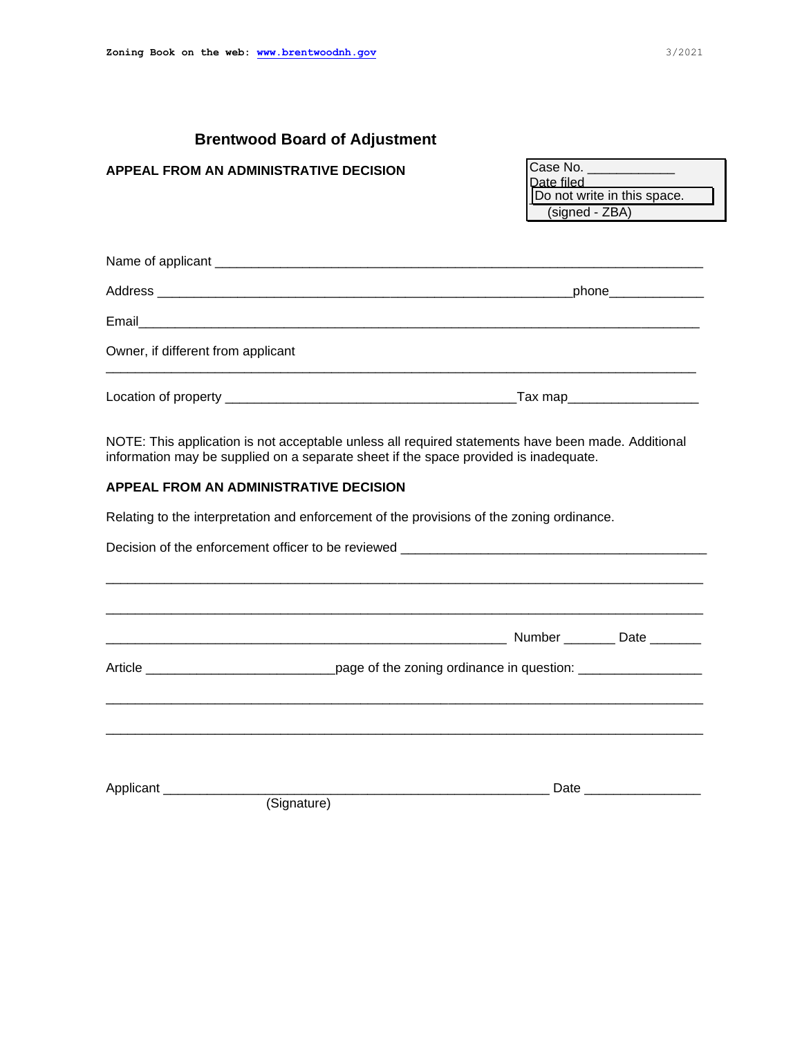# Brentwood Board of Adjustment

**APPEAL FROM AN ADMINISTRATIVE DECISION**

Case No. ____________
Date filed
Do not write in this space.
(signed - ZBA)

Name of applicant ___________________________________________________________________

Address ___________________________________________________________phone_____________

Email_______________________________________________________________________________

Owner, if different from applicant

____________________________________________________________________________________

Location of property ________________________________________Tax map_________________

NOTE: This application is not acceptable unless all required statements have been made. Additional information may be supplied on a separate sheet if the space provided is inadequate.

**APPEAL FROM AN ADMINISTRATIVE DECISION**

Relating to the interpretation and enforcement of the provisions of the zoning ordinance.

Decision of the enforcement officer to be reviewed __________________________________________

____________________________________________________________________________________

____________________________________________________________________________________

_______________________________________________________ Number _______ Date _______

Article _________________________page of the zoning ordinance in question: ________________

____________________________________________________________________________________

____________________________________________________________________________________

Applicant _____________________________________________________ Date _______________
(Signature)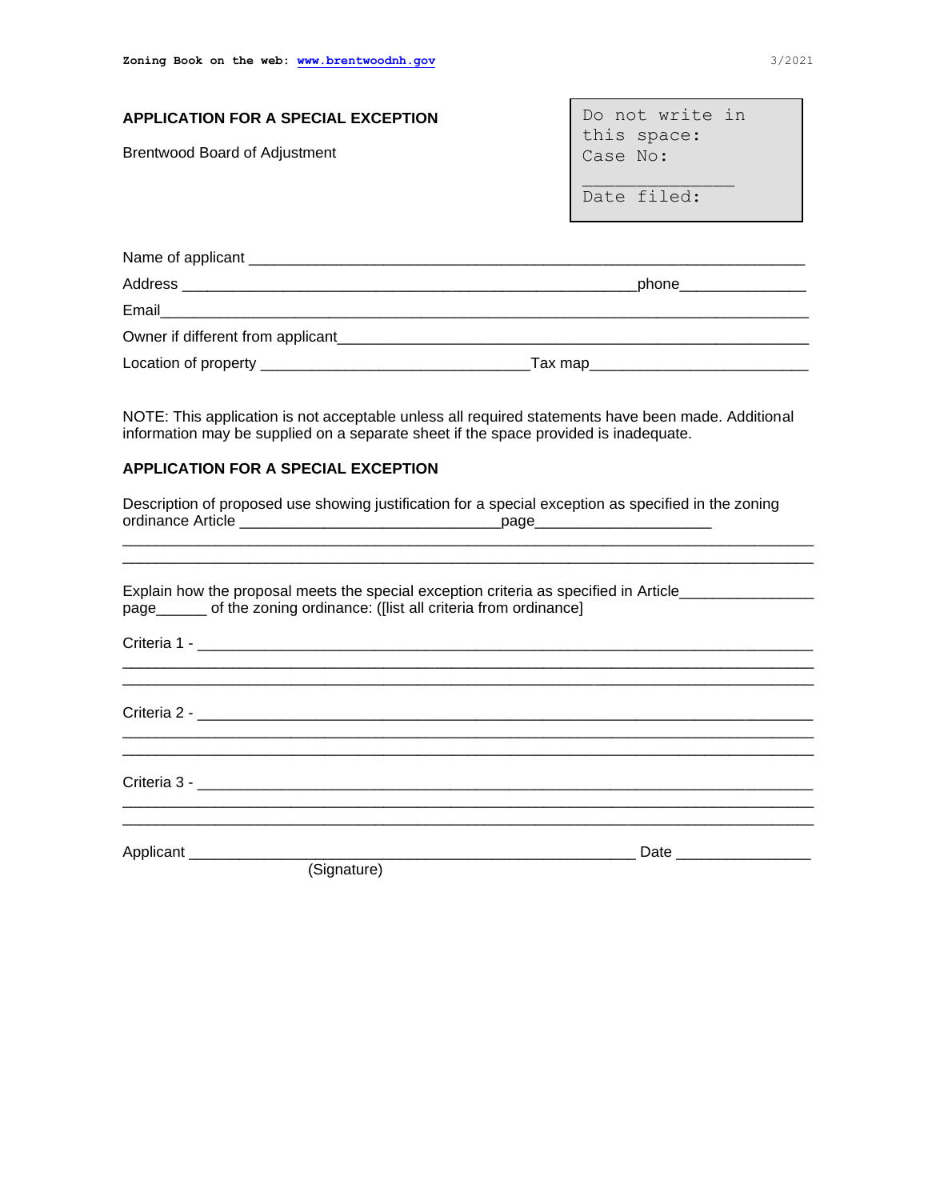## APPLICATION FOR A SPECIAL EXCEPTION

Brentwood Board of Adjustment

> Do not write in this space:
> Case No: _______________
> Date filed:

Name of applicant ______________________________________________________________

Address ___________________________________________________phone_______________

Email_____________________________________________________________________________

Owner if different from applicant______________________________________________________

Location of property ______________________________Tax map_________________________

NOTE: This application is not acceptable unless all required statements have been made. Additional information may be supplied on a separate sheet if the space provided is inadequate.

## APPLICATION FOR A SPECIAL EXCEPTION

Description of proposed use showing justification for a special exception as specified in the zoning ordinance Article ______________________________page____________________

______________________________________________________________________________

______________________________________________________________________________

Explain how the proposal meets the special exception criteria as specified in Article_______________ page______ of the zoning ordinance: ([list all criteria from ordinance]

Criteria 1 - ______________________________________________________________________

______________________________________________________________________________

______________________________________________________________________________

Criteria 2 - ______________________________________________________________________

______________________________________________________________________________

______________________________________________________________________________

Criteria 3 - ______________________________________________________________________

______________________________________________________________________________

______________________________________________________________________________

Applicant ___________________________________________________ Date _______________
(Signature)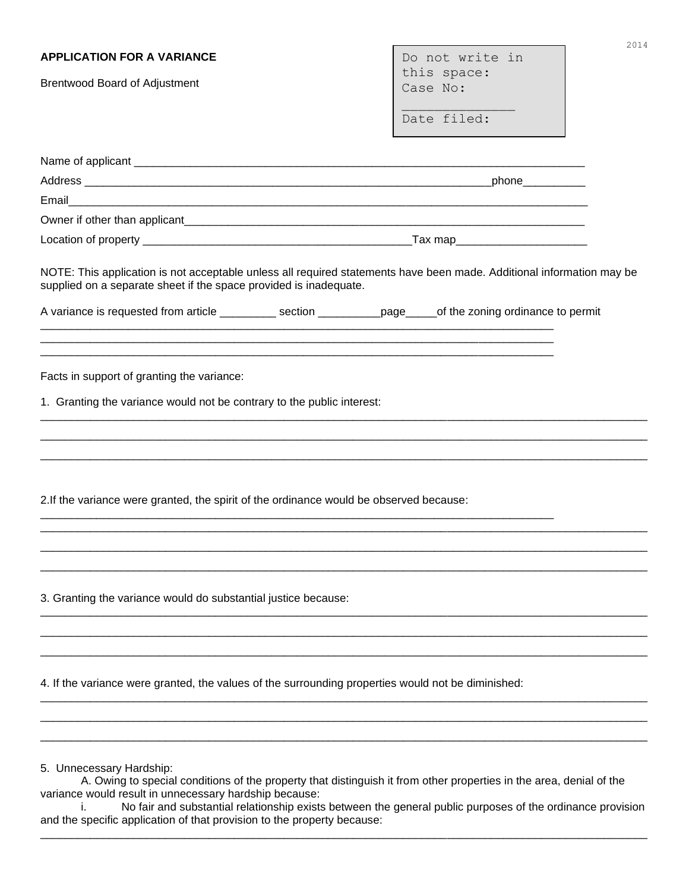2014

**APPLICATION FOR A VARIANCE**

Brentwood Board of Adjustment

```
Do not write in
this space:
Case No:
______________
Date filed:
```

Name of applicant ___________________________________________________________________________

Address __________________________________________________________________phone__________

Email_________________________________________________________________________________________

Owner if other than applicant__________________________________________________________________

Location of property ___________________________________________Tax map____________________

NOTE: This application is not acceptable unless all required statements have been made. Additional information may be supplied on a separate sheet if the space provided is inadequate.

A variance is requested from article _________ section __________page_____of the zoning ordinance to permit
_____________________________________________________________________________________
_____________________________________________________________________________________
_____________________________________________________________________________________

Facts in support of granting the variance:

1. Granting the variance would not be contrary to the public interest:
_____________________________________________________________________________________
_____________________________________________________________________________________
_____________________________________________________________________________________

2.If the variance were granted, the spirit of the ordinance would be observed because:
_____________________________________________________________________________________
_____________________________________________________________________________________
_____________________________________________________________________________________
_____________________________________________________________________________________

3. Granting the variance would do substantial justice because:
_____________________________________________________________________________________
_____________________________________________________________________________________
_____________________________________________________________________________________

4. If the variance were granted, the values of the surrounding properties would not be diminished:
_____________________________________________________________________________________
_____________________________________________________________________________________
_____________________________________________________________________________________

5. Unnecessary Hardship:

A. Owing to special conditions of the property that distinguish it from other properties in the area, denial of the variance would result in unnecessary hardship because:

i. No fair and substantial relationship exists between the general public purposes of the ordinance provision and the specific application of that provision to the property because:
_____________________________________________________________________________________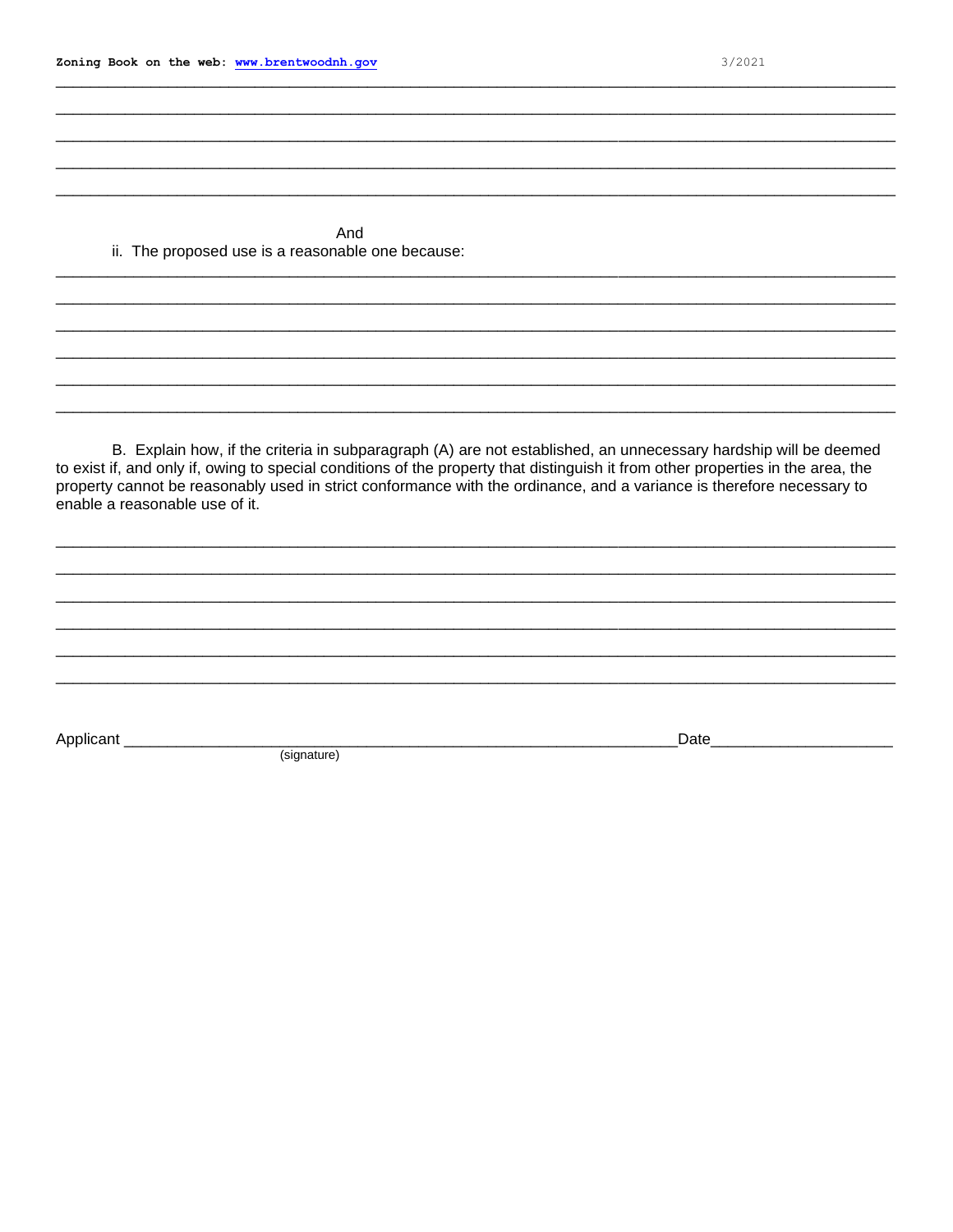Zoning Book on the web: www.brentwoodnh.gov

3/2021

\_\_\_\_\_\_\_\_\_\_\_\_\_\_\_\_\_\_\_\_\_\_\_\_\_\_\_\_\_\_\_\_\_\_\_\_\_\_\_\_\_\_\_\_\_\_\_\_\_\_\_\_\_\_\_\_\_\_\_\_\_\_\_\_\_\_\_\_\_\_\_\_\_\_\_\_\_\_
\_\_\_\_\_\_\_\_\_\_\_\_\_\_\_\_\_\_\_\_\_\_\_\_\_\_\_\_\_\_\_\_\_\_\_\_\_\_\_\_\_\_\_\_\_\_\_\_\_\_\_\_\_\_\_\_\_\_\_\_\_\_\_\_\_\_\_\_\_\_\_\_\_\_\_\_\_\_
\_\_\_\_\_\_\_\_\_\_\_\_\_\_\_\_\_\_\_\_\_\_\_\_\_\_\_\_\_\_\_\_\_\_\_\_\_\_\_\_\_\_\_\_\_\_\_\_\_\_\_\_\_\_\_\_\_\_\_\_\_\_\_\_\_\_\_\_\_\_\_\_\_\_\_\_\_\_
\_\_\_\_\_\_\_\_\_\_\_\_\_\_\_\_\_\_\_\_\_\_\_\_\_\_\_\_\_\_\_\_\_\_\_\_\_\_\_\_\_\_\_\_\_\_\_\_\_\_\_\_\_\_\_\_\_\_\_\_\_\_\_\_\_\_\_\_\_\_\_\_\_\_\_\_\_\_
\_\_\_\_\_\_\_\_\_\_\_\_\_\_\_\_\_\_\_\_\_\_\_\_\_\_\_\_\_\_\_\_\_\_\_\_\_\_\_\_\_\_\_\_\_\_\_\_\_\_\_\_\_\_\_\_\_\_\_\_\_\_\_\_\_\_\_\_\_\_\_\_\_\_\_\_\_\_

And

ii. The proposed use is a reasonable one because:

\_\_\_\_\_\_\_\_\_\_\_\_\_\_\_\_\_\_\_\_\_\_\_\_\_\_\_\_\_\_\_\_\_\_\_\_\_\_\_\_\_\_\_\_\_\_\_\_\_\_\_\_\_\_\_\_\_\_\_\_\_\_\_\_\_\_\_\_\_\_\_\_\_\_\_\_\_\_
\_\_\_\_\_\_\_\_\_\_\_\_\_\_\_\_\_\_\_\_\_\_\_\_\_\_\_\_\_\_\_\_\_\_\_\_\_\_\_\_\_\_\_\_\_\_\_\_\_\_\_\_\_\_\_\_\_\_\_\_\_\_\_\_\_\_\_\_\_\_\_\_\_\_\_\_\_\_
\_\_\_\_\_\_\_\_\_\_\_\_\_\_\_\_\_\_\_\_\_\_\_\_\_\_\_\_\_\_\_\_\_\_\_\_\_\_\_\_\_\_\_\_\_\_\_\_\_\_\_\_\_\_\_\_\_\_\_\_\_\_\_\_\_\_\_\_\_\_\_\_\_\_\_\_\_\_
\_\_\_\_\_\_\_\_\_\_\_\_\_\_\_\_\_\_\_\_\_\_\_\_\_\_\_\_\_\_\_\_\_\_\_\_\_\_\_\_\_\_\_\_\_\_\_\_\_\_\_\_\_\_\_\_\_\_\_\_\_\_\_\_\_\_\_\_\_\_\_\_\_\_\_\_\_\_
\_\_\_\_\_\_\_\_\_\_\_\_\_\_\_\_\_\_\_\_\_\_\_\_\_\_\_\_\_\_\_\_\_\_\_\_\_\_\_\_\_\_\_\_\_\_\_\_\_\_\_\_\_\_\_\_\_\_\_\_\_\_\_\_\_\_\_\_\_\_\_\_\_\_\_\_\_\_
\_\_\_\_\_\_\_\_\_\_\_\_\_\_\_\_\_\_\_\_\_\_\_\_\_\_\_\_\_\_\_\_\_\_\_\_\_\_\_\_\_\_\_\_\_\_\_\_\_\_\_\_\_\_\_\_\_\_\_\_\_\_\_\_\_\_\_\_\_\_\_\_\_\_\_\_\_\_

B. Explain how, if the criteria in subparagraph (A) are not established, an unnecessary hardship will be deemed to exist if, and only if, owing to special conditions of the property that distinguish it from other properties in the area, the property cannot be reasonably used in strict conformance with the ordinance, and a variance is therefore necessary to enable a reasonable use of it.

\_\_\_\_\_\_\_\_\_\_\_\_\_\_\_\_\_\_\_\_\_\_\_\_\_\_\_\_\_\_\_\_\_\_\_\_\_\_\_\_\_\_\_\_\_\_\_\_\_\_\_\_\_\_\_\_\_\_\_\_\_\_\_\_\_\_\_\_\_\_\_\_\_\_\_\_\_\_
\_\_\_\_\_\_\_\_\_\_\_\_\_\_\_\_\_\_\_\_\_\_\_\_\_\_\_\_\_\_\_\_\_\_\_\_\_\_\_\_\_\_\_\_\_\_\_\_\_\_\_\_\_\_\_\_\_\_\_\_\_\_\_\_\_\_\_\_\_\_\_\_\_\_\_\_\_\_
\_\_\_\_\_\_\_\_\_\_\_\_\_\_\_\_\_\_\_\_\_\_\_\_\_\_\_\_\_\_\_\_\_\_\_\_\_\_\_\_\_\_\_\_\_\_\_\_\_\_\_\_\_\_\_\_\_\_\_\_\_\_\_\_\_\_\_\_\_\_\_\_\_\_\_\_\_\_
\_\_\_\_\_\_\_\_\_\_\_\_\_\_\_\_\_\_\_\_\_\_\_\_\_\_\_\_\_\_\_\_\_\_\_\_\_\_\_\_\_\_\_\_\_\_\_\_\_\_\_\_\_\_\_\_\_\_\_\_\_\_\_\_\_\_\_\_\_\_\_\_\_\_\_\_\_\_
\_\_\_\_\_\_\_\_\_\_\_\_\_\_\_\_\_\_\_\_\_\_\_\_\_\_\_\_\_\_\_\_\_\_\_\_\_\_\_\_\_\_\_\_\_\_\_\_\_\_\_\_\_\_\_\_\_\_\_\_\_\_\_\_\_\_\_\_\_\_\_\_\_\_\_\_\_\_
\_\_\_\_\_\_\_\_\_\_\_\_\_\_\_\_\_\_\_\_\_\_\_\_\_\_\_\_\_\_\_\_\_\_\_\_\_\_\_\_\_\_\_\_\_\_\_\_\_\_\_\_\_\_\_\_\_\_\_\_\_\_\_\_\_\_\_\_\_\_\_\_\_\_\_\_\_\_

Applicant \_\_\_\_\_\_\_\_\_\_\_\_\_\_\_\_\_\_\_\_\_\_\_\_\_\_\_\_\_\_\_\_\_\_\_\_\_\_\_\_\_\_\_\_\_\_\_\_\_\_\_ Date \_\_\_\_\_\_\_\_\_\_\_\_\_\_\_\_\_\_\_\_
(signature)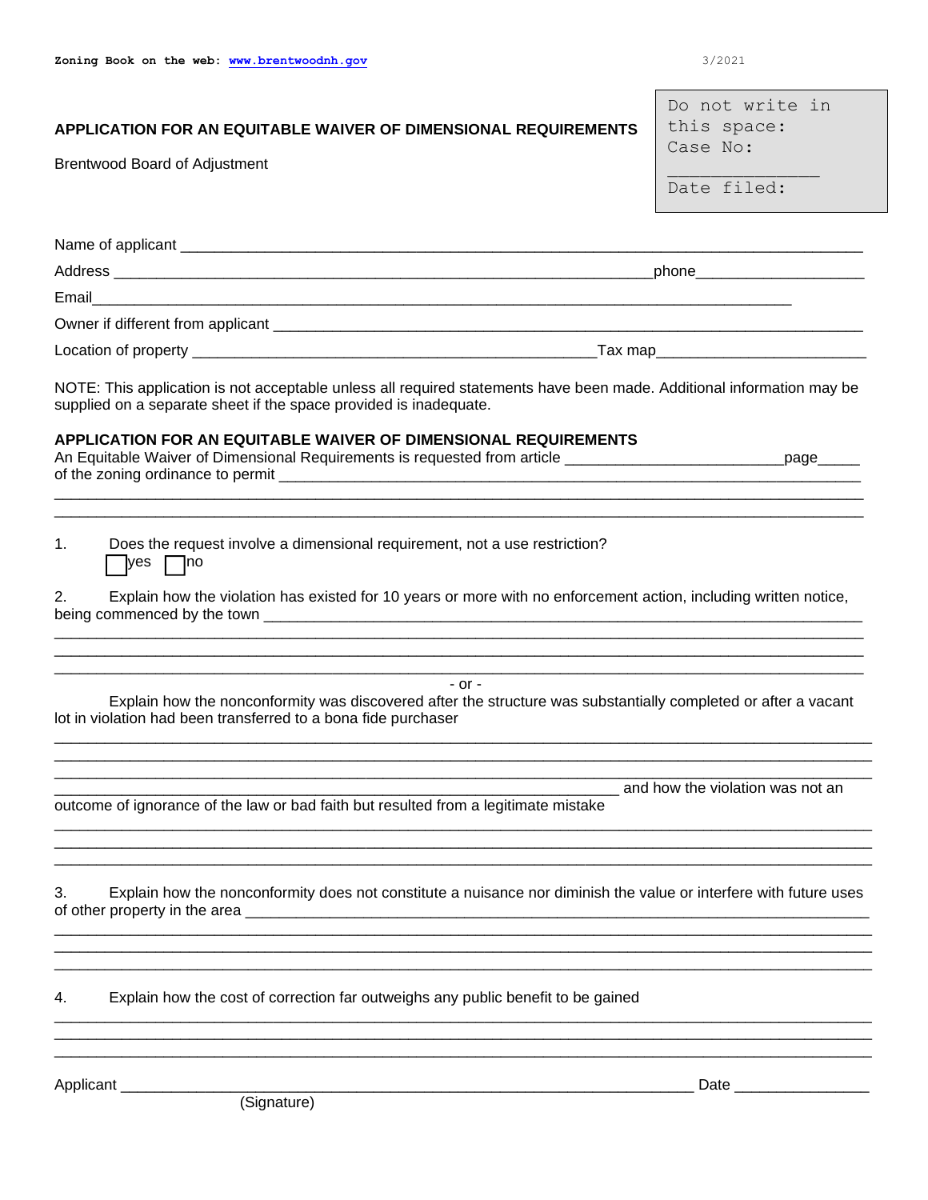Zoning Book on the web: www.brentwoodnh.gov 3/2021

## APPLICATION FOR AN EQUITABLE WAIVER OF DIMENSIONAL REQUIREMENTS

Brentwood Board of Adjustment

Do not write in this space:
Case No: _______________
Date filed:

Name of applicant ___________________________________________________________________________

Address ____________________________________________________________phone__________________

Email_______________________________________________________________________________

Owner if different from applicant ______________________________________________________________

Location of property ____________________________________________Tax map______________________

NOTE: This application is not acceptable unless all required statements have been made. Additional information may be supplied on a separate sheet if the space provided is inadequate.

**APPLICATION FOR AN EQUITABLE WAIVER OF DIMENSIONAL REQUIREMENTS**

An Equitable Waiver of Dimensional Requirements is requested from article ________________________page_____ of the zoning ordinance to permit _____________________________________________________________
_____________________________________________________________________________________
_____________________________________________________________________________________

1. Does the request involve a dimensional requirement, not a use restriction?
☐ yes ☐ no

2. Explain how the violation has existed for 10 years or more with no enforcement action, including written notice, being commenced by the town _____________________________________________________________
_____________________________________________________________________________________
_____________________________________________________________________________________
_____________________________________________________________________________________

- or -

Explain how the nonconformity was discovered after the structure was substantially completed or after a vacant lot in violation had been transferred to a bona fide purchaser
_____________________________________________________________________________________
_____________________________________________________________________________________
_____________________________________________________________________________________
_______________________________________________________________ and how the violation was not an outcome of ignorance of the law or bad faith but resulted from a legitimate mistake
_____________________________________________________________________________________
_____________________________________________________________________________________
_____________________________________________________________________________________

3. Explain how the nonconformity does not constitute a nuisance nor diminish the value or interfere with future uses of other property in the area ___________________________________________________________________
_____________________________________________________________________________________
_____________________________________________________________________________________
_____________________________________________________________________________________

4. Explain how the cost of correction far outweighs any public benefit to be gained
_____________________________________________________________________________________
_____________________________________________________________________________________
_____________________________________________________________________________________

Applicant ______________________________________________________________ Date _______________
(Signature)